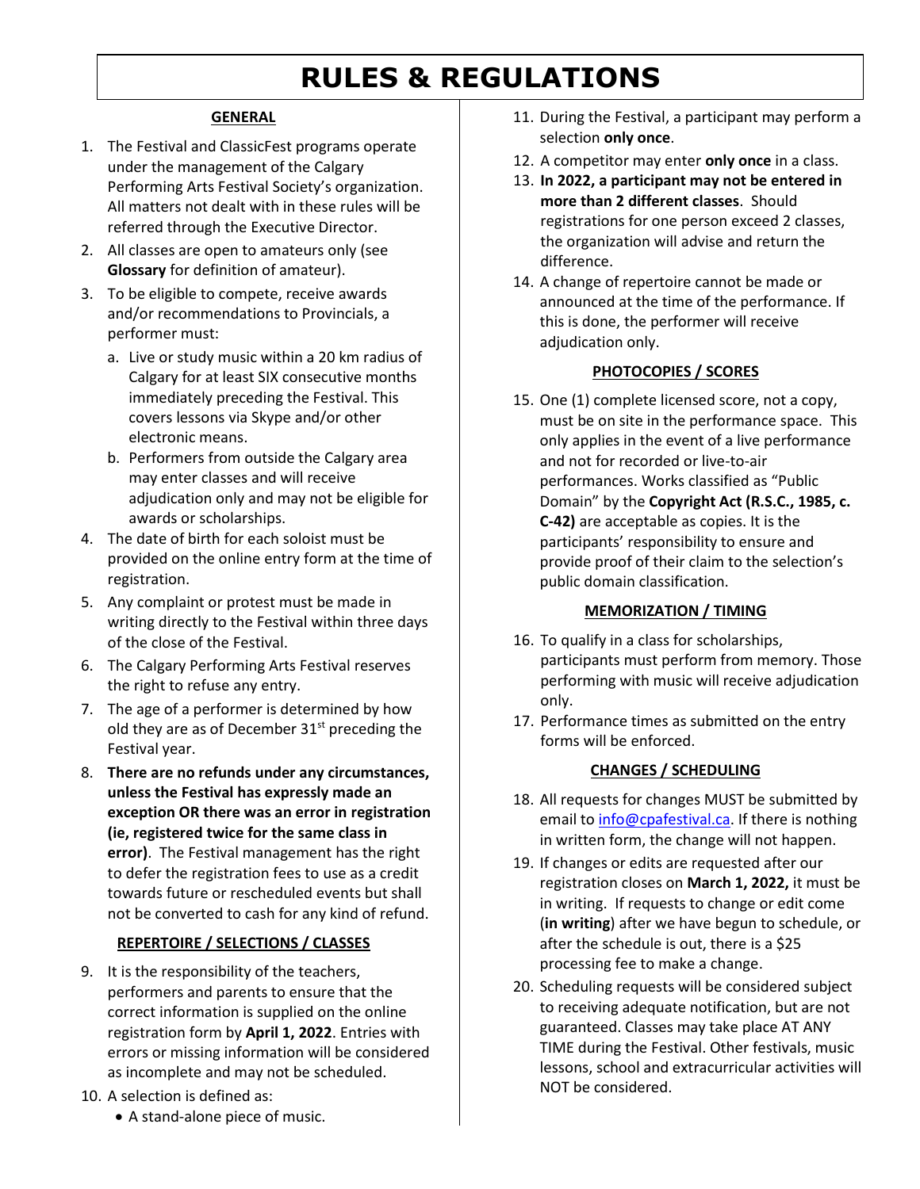# RULES & REGULATIONS

## GENERAL

1. The Festival and ClassicFest programs operate under the management of the Calgary Performing Arts Festival Society's organization. All matters not dealt with in these rules will be referred through the Executive Director.
2. All classes are open to amateurs only (see **Glossary** for definition of amateur).
3. To be eligible to compete, receive awards and/or recommendations to Provincials, a performer must:
   a. Live or study music within a 20 km radius of Calgary for at least SIX consecutive months immediately preceding the Festival. This covers lessons via Skype and/or other electronic means.
   b. Performers from outside the Calgary area may enter classes and will receive adjudication only and may not be eligible for awards or scholarships.
4. The date of birth for each soloist must be provided on the online entry form at the time of registration.
5. Any complaint or protest must be made in writing directly to the Festival within three days of the close of the Festival.
6. The Calgary Performing Arts Festival reserves the right to refuse any entry.
7. The age of a performer is determined by how old they are as of December 31st preceding the Festival year.
8. **There are no refunds under any circumstances, unless the Festival has expressly made an exception OR there was an error in registration (ie, registered twice for the same class in error)**. The Festival management has the right to defer the registration fees to use as a credit towards future or rescheduled events but shall not be converted to cash for any kind of refund.

## REPERTOIRE / SELECTIONS / CLASSES

9. It is the responsibility of the teachers, performers and parents to ensure that the correct information is supplied on the online registration form by **April 1, 2022**. Entries with errors or missing information will be considered as incomplete and may not be scheduled.
10. A selection is defined as:
    - A stand-alone piece of music.
11. During the Festival, a participant may perform a selection **only once**.
12. A competitor may enter **only once** in a class.
13. **In 2022, a participant may not be entered in more than 2 different classes**. Should registrations for one person exceed 2 classes, the organization will advise and return the difference.
14. A change of repertoire cannot be made or announced at the time of the performance. If this is done, the performer will receive adjudication only.

## PHOTOCOPIES / SCORES

15. One (1) complete licensed score, not a copy, must be on site in the performance space. This only applies in the event of a live performance and not for recorded or live-to-air performances. Works classified as "Public Domain" by the **Copyright Act (R.S.C., 1985, c. C-42)** are acceptable as copies. It is the participants' responsibility to ensure and provide proof of their claim to the selection's public domain classification.

## MEMORIZATION / TIMING

16. To qualify in a class for scholarships, participants must perform from memory. Those performing with music will receive adjudication only.
17. Performance times as submitted on the entry forms will be enforced.

## CHANGES / SCHEDULING

18. All requests for changes MUST be submitted by email to info@cpafestival.ca. If there is nothing in written form, the change will not happen.
19. If changes or edits are requested after our registration closes on **March 1, 2022,** it must be in writing. If requests to change or edit come (**in writing**) after we have begun to schedule, or after the schedule is out, there is a $25 processing fee to make a change.
20. Scheduling requests will be considered subject to receiving adequate notification, but are not guaranteed. Classes may take place AT ANY TIME during the Festival. Other festivals, music lessons, school and extracurricular activities will NOT be considered.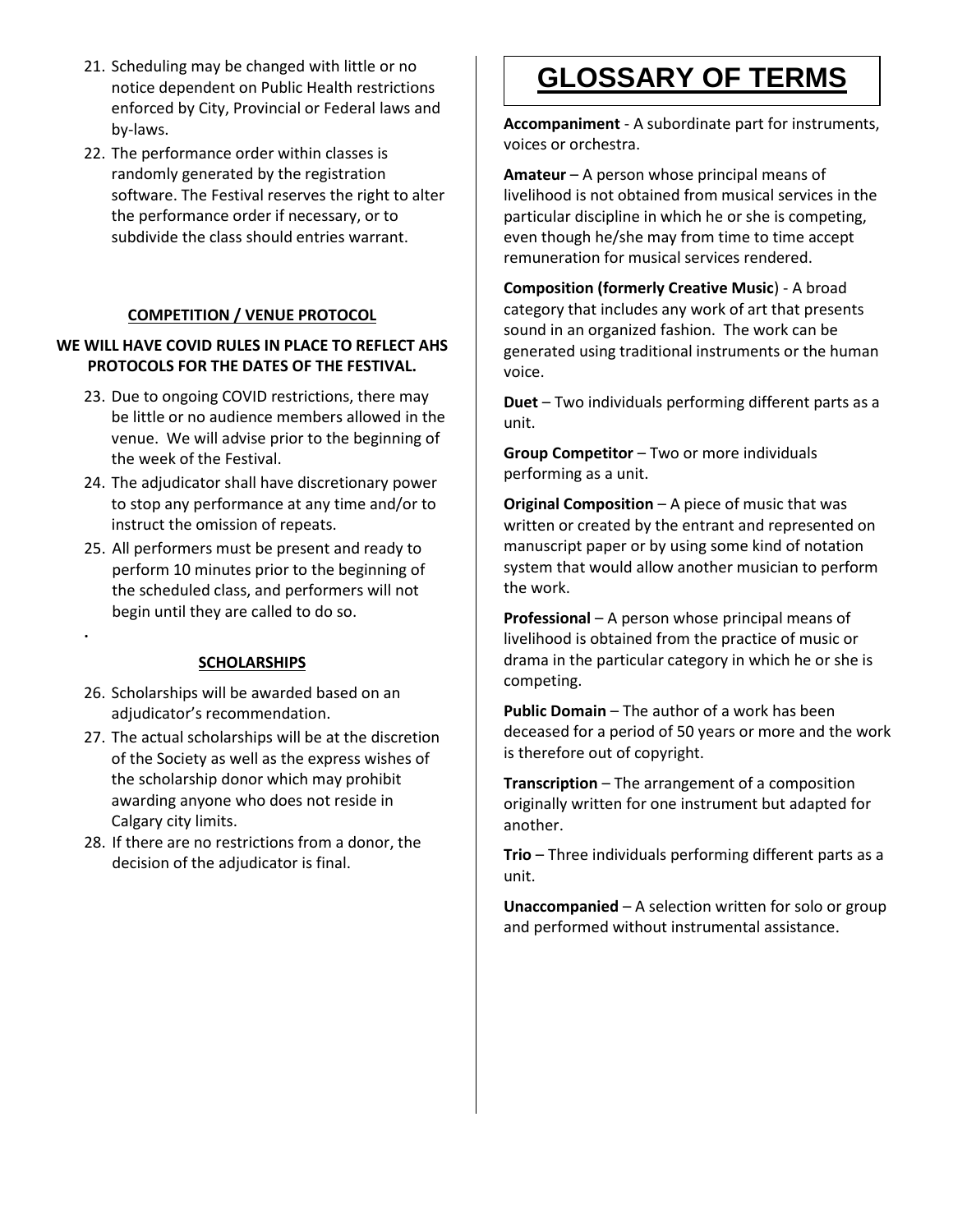21. Scheduling may be changed with little or no notice dependent on Public Health restrictions enforced by City, Provincial or Federal laws and by-laws.
22. The performance order within classes is randomly generated by the registration software. The Festival reserves the right to alter the performance order if necessary, or to subdivide the class should entries warrant.

**COMPETITION / VENUE PROTOCOL**

**WE WILL HAVE COVID RULES IN PLACE TO REFLECT AHS PROTOCOLS FOR THE DATES OF THE FESTIVAL.**

23. Due to ongoing COVID restrictions, there may be little or no audience members allowed in the venue. We will advise prior to the beginning of the week of the Festival.
24. The adjudicator shall have discretionary power to stop any performance at any time and/or to instruct the omission of repeats.
25. All performers must be present and ready to perform 10 minutes prior to the beginning of the scheduled class, and performers will not begin until they are called to do so.

.

**SCHOLARSHIPS**

26. Scholarships will be awarded based on an adjudicator's recommendation.
27. The actual scholarships will be at the discretion of the Society as well as the express wishes of the scholarship donor which may prohibit awarding anyone who does not reside in Calgary city limits.
28. If there are no restrictions from a donor, the decision of the adjudicator is final.

# GLOSSARY OF TERMS

**Accompaniment** - A subordinate part for instruments, voices or orchestra.

**Amateur** – A person whose principal means of livelihood is not obtained from musical services in the particular discipline in which he or she is competing, even though he/she may from time to time accept remuneration for musical services rendered.

**Composition (formerly Creative Music**) - A broad category that includes any work of art that presents sound in an organized fashion. The work can be generated using traditional instruments or the human voice.

**Duet** – Two individuals performing different parts as a unit.

**Group Competitor** – Two or more individuals performing as a unit.

**Original Composition** – A piece of music that was written or created by the entrant and represented on manuscript paper or by using some kind of notation system that would allow another musician to perform the work.

**Professional** – A person whose principal means of livelihood is obtained from the practice of music or drama in the particular category in which he or she is competing.

**Public Domain** – The author of a work has been deceased for a period of 50 years or more and the work is therefore out of copyright.

**Transcription** – The arrangement of a composition originally written for one instrument but adapted for another.

**Trio** – Three individuals performing different parts as a unit.

**Unaccompanied** – A selection written for solo or group and performed without instrumental assistance.